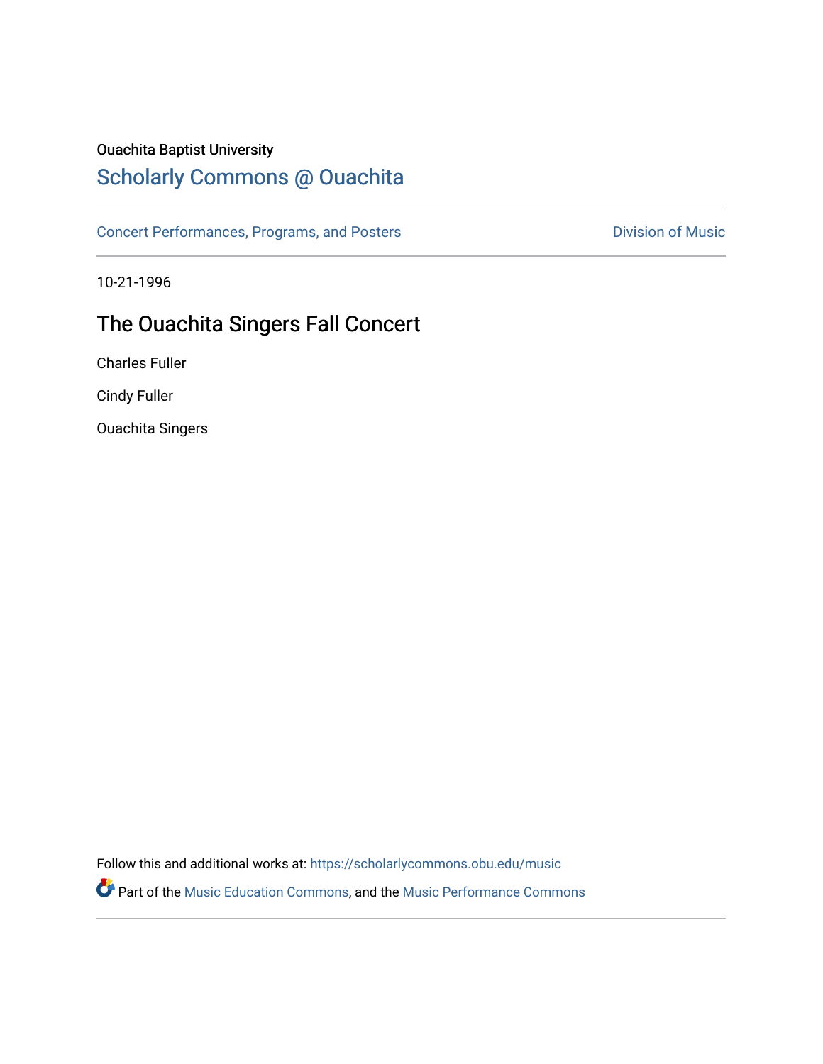Ouachita Baptist University

## Scholarly Commons @ Ouachita

Concert Performances, Programs, and Posters

Division of Music

10-21-1996

# The Ouachita Singers Fall Concert

Charles Fuller

Cindy Fuller

Ouachita Singers

Follow this and additional works at: https://scholarlycommons.obu.edu/music

Part of the Music Education Commons, and the Music Performance Commons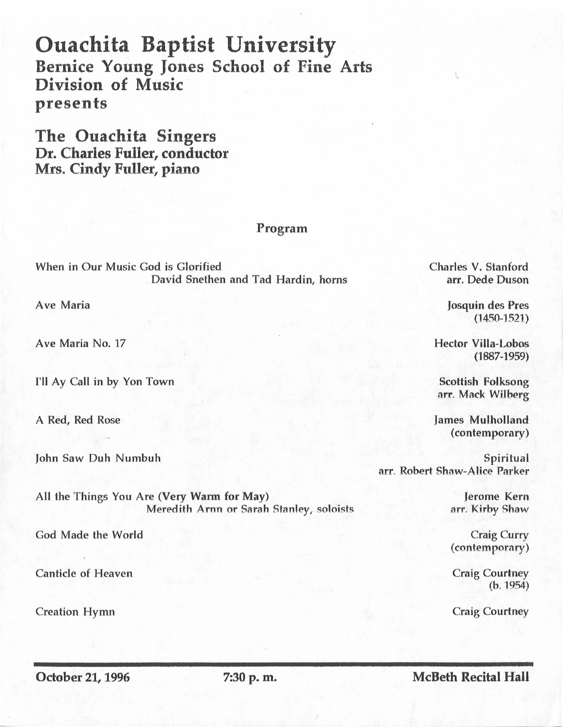# Ouachita Baptist University

## Bernice Young Jones School of Fine Arts
## Division of Music
## presents

## The Ouachita Singers
**Dr. Charles Fuller, conductor**
**Mrs. Cindy Fuller, piano**

### Program

When in Our Music God is Glorified — Charles V. Stanford, arr. Dede Duson
David Snethen and Tad Hardin, horns

Ave Maria — Josquin des Pres (1450-1521)

Ave Maria No. 17 — Hector Villa-Lobos (1887-1959)

I'll Ay Call in by Yon Town — Scottish Folksong, arr. Mack Wilberg

A Red, Red Rose — James Mulholland (contemporary)

John Saw Duh Numbuh — Spiritual, arr. Robert Shaw-Alice Parker

All the Things You Are (**Very Warm for May**) — Jerome Kern, arr. Kirby Shaw
Meredith Arnn or Sarah Stanley, soloists

God Made the World — Craig Curry (contemporary)

Canticle of Heaven — Craig Courtney (b. 1954)

Creation Hymn — Craig Courtney

---

**October 21, 1996** | **7:30 p. m.** | **McBeth Recital Hall**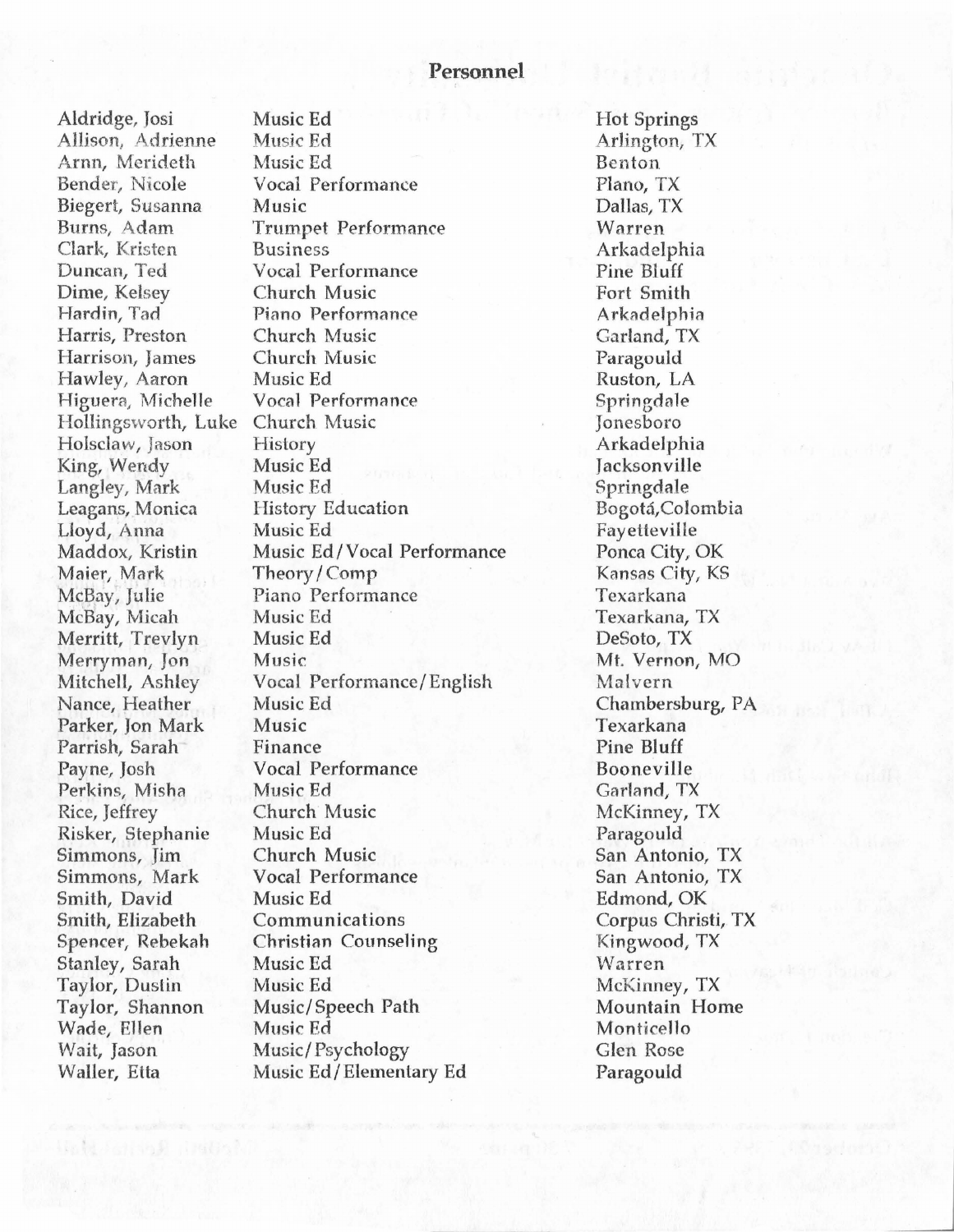## Personnel

| | | |
|---|---|---|
| Aldridge, Josi | Music Ed | Hot Springs |
| Allison, Adrienne | Music Ed | Arlington, TX |
| Arnn, Merideth | Music Ed | Benton |
| Bender, Nicole | Vocal Performance | Plano, TX |
| Biegert, Susanna | Music | Dallas, TX |
| Burns, Adam | Trumpet Performance | Warren |
| Clark, Kristen | Business | Arkadelphia |
| Duncan, Ted | Vocal Performance | Pine Bluff |
| Dime, Kelsey | Church Music | Fort Smith |
| Hardin, Tad | Piano Performance | Arkadelphia |
| Harris, Preston | Church Music | Garland, TX |
| Harrison, James | Church Music | Paragould |
| Hawley, Aaron | Music Ed | Ruston, LA |
| Higuera, Michelle | Vocal Performance | Springdale |
| Hollingsworth, Luke | Church Music | Jonesboro |
| Holsclaw, Jason | History | Arkadelphia |
| King, Wendy | Music Ed | Jacksonville |
| Langley, Mark | Music Ed | Springdale |
| Leagans, Monica | History Education | Bogotá,Colombia |
| Lloyd, Anna | Music Ed | Fayetteville |
| Maddox, Kristin | Music Ed/Vocal Performance | Ponca City, OK |
| Maier, Mark | Theory/Comp | Kansas City, KS |
| McBay, Julie | Piano Performance | Texarkana |
| McBay, Micah | Music Ed | Texarkana, TX |
| Merritt, Trevlyn | Music Ed | DeSoto, TX |
| Merryman, Jon | Music | Mt. Vernon, MO |
| Mitchell, Ashley | Vocal Performance/English | Malvern |
| Nance, Heather | Music Ed | Chambersburg, PA |
| Parker, Jon Mark | Music | Texarkana |
| Parrish, Sarah | Finance | Pine Bluff |
| Payne, Josh | Vocal Performance | Booneville |
| Perkins, Misha | Music Ed | Garland, TX |
| Rice, Jeffrey | Church Music | McKinney, TX |
| Risker, Stephanie | Music Ed | Paragould |
| Simmons, Jim | Church Music | San Antonio, TX |
| Simmons, Mark | Vocal Performance | San Antonio, TX |
| Smith, David | Music Ed | Edmond, OK |
| Smith, Elizabeth | Communications | Corpus Christi, TX |
| Spencer, Rebekah | Christian Counseling | Kingwood, TX |
| Stanley, Sarah | Music Ed | Warren |
| Taylor, Dustin | Music Ed | McKinney, TX |
| Taylor, Shannon | Music/Speech Path | Mountain Home |
| Wade, Ellen | Music Ed | Monticello |
| Wait, Jason | Music/Psychology | Glen Rose |
| Waller, Etta | Music Ed/Elementary Ed | Paragould |